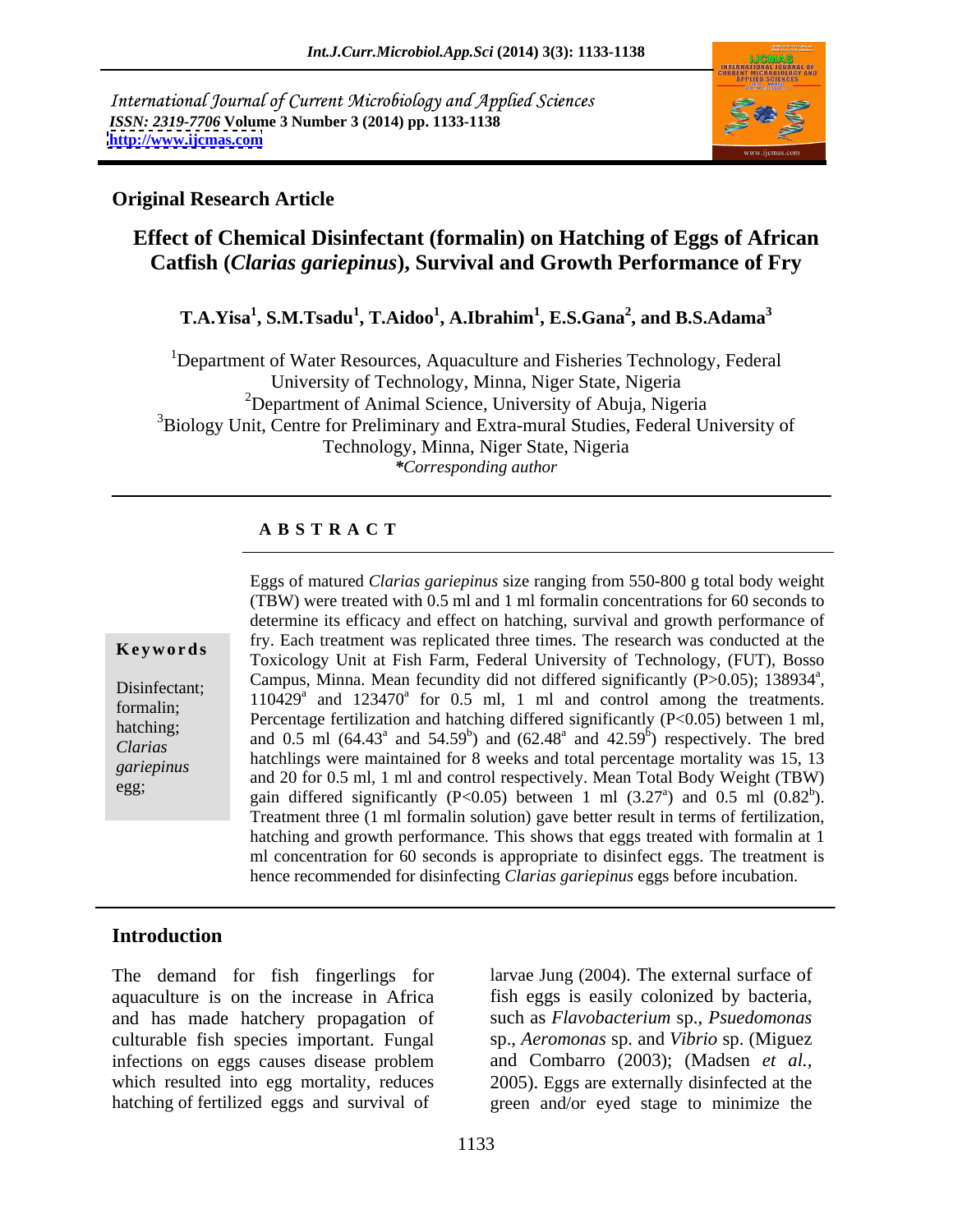International Journal of Current Microbiology and Applied Sciences
*ISSN: 2319-7706* **Volume 3 Number 3 (2014) pp. 1133-1138**
**http://www.ijcmas.com**

**Original Research Article**

# Effect of Chemical Disinfectant (formalin) on Hatching of Eggs of African Catfish (*Clarias gariepinus*), Survival and Growth Performance of Fry

**T.A.Yisa[1], S.M.Tsadu[1], T.Aidoo[1], A.Ibrahim[1], E.S.Gana[2], and B.S.Adama[3]**

[1]Department of Water Resources, Aquaculture and Fisheries Technology, Federal University of Technology, Minna, Niger State, Nigeria
[2]Department of Animal Science, University of Abuja, Nigeria
[3]Biology Unit, Centre for Preliminary and Extra-mural Studies, Federal University of Technology, Minna, Niger State, Nigeria
*\*Corresponding author*

## A B S T R A C T

**Keywords**

Disinfectant; formalin; hatching; *Clarias gariepinus* egg;

Eggs of matured *Clarias gariepinus* size ranging from 550-800 g total body weight (TBW) were treated with 0.5 ml and 1 ml formalin concentrations for 60 seconds to determine its efficacy and effect on hatching, survival and growth performance of fry. Each treatment was replicated three times. The research was conducted at the Toxicology Unit at Fish Farm, Federal University of Technology, (FUT), Bosso Campus, Minna. Mean fecundity did not differed significantly ($P>0.05$); $138934^{a}$, $110429^{a}$ and $123470^{a}$ for 0.5 ml, 1 ml and control among the treatments. Percentage fertilization and hatching differed significantly ($P<0.05$) between 1 ml, and 0.5 ml ($64.43^{a}$ and $54.59^{b}$) and ($62.48^{a}$ and $42.59^{b}$) respectively. The bred hatchlings were maintained for 8 weeks and total percentage mortality was 15, 13 and 20 for 0.5 ml, 1 ml and control respectively. Mean Total Body Weight (TBW) gain differed significantly ($P<0.05$) between 1 ml ($3.27^{a}$) and 0.5 ml ($0.82^{b}$). Treatment three (1 ml formalin solution) gave better result in terms of fertilization, hatching and growth performance. This shows that eggs treated with formalin at 1 ml concentration for 60 seconds is appropriate to disinfect eggs. The treatment is hence recommended for disinfecting *Clarias gariepinus* eggs before incubation.

## Introduction

The demand for fish fingerlings for aquaculture is on the increase in Africa and has made hatchery propagation of culturable fish species important. Fungal infections on eggs causes disease problem which resulted into egg mortality, reduces hatching of fertilized eggs and survival of larvae Jung (2004). The external surface of fish eggs is easily colonized by bacteria, such as *Flavobacterium* sp., *Psuedomonas* sp., *Aeromonas* sp. and *Vibrio* sp. (Miguez and Combarro (2003); (Madsen *et al.*, 2005). Eggs are externally disinfected at the green and/or eyed stage to minimize the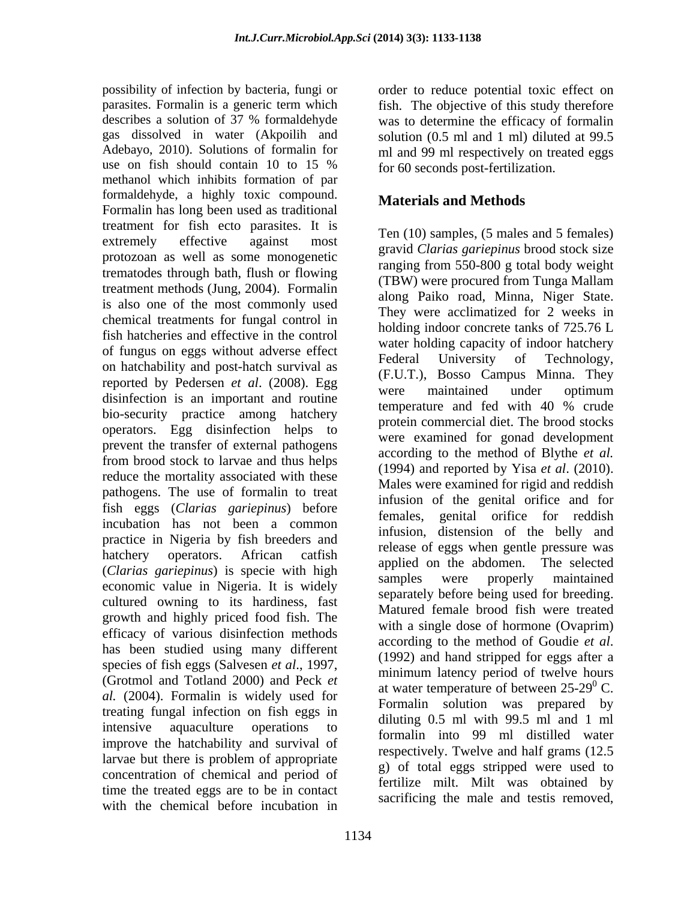possibility of infection by bacteria, fungi or parasites. Formalin is a generic term which describes a solution of 37 % formaldehyde gas dissolved in water (Akpoilih and Adebayo, 2010). Solutions of formalin for use on fish should contain 10 to 15 % methanol which inhibits formation of par formaldehyde, a highly toxic compound. Formalin has long been used as traditional treatment for fish ecto parasites. It is extremely effective against most protozoan as well as some monogenetic trematodes through bath, flush or flowing treatment methods (Jung, 2004). Formalin is also one of the most commonly used chemical treatments for fungal control in fish hatcheries and effective in the control of fungus on eggs without adverse effect on hatchability and post-hatch survival as reported by Pedersen *et al*. (2008). Egg disinfection is an important and routine bio-security practice among hatchery operators. Egg disinfection helps to prevent the transfer of external pathogens from brood stock to larvae and thus helps reduce the mortality associated with these pathogens. The use of formalin to treat fish eggs (*Clarias gariepinus*) before incubation has not been a common practice in Nigeria by fish breeders and hatchery operators. African catfish (*Clarias gariepinus*) is specie with high economic value in Nigeria. It is widely cultured owning to its hardiness, fast growth and highly priced food fish. The efficacy of various disinfection methods has been studied using many different species of fish eggs (Salvesen *et al*., 1997, (Grotmol and Totland 2000) and Peck *et al.* (2004). Formalin is widely used for treating fungal infection on fish eggs in intensive aquaculture operations to improve the hatchability and survival of larvae but there is problem of appropriate concentration of chemical and period of time the treated eggs are to be in contact with the chemical before incubation in order to reduce potential toxic effect on fish. The objective of this study therefore was to determine the efficacy of formalin solution (0.5 ml and 1 ml) diluted at 99.5 ml and 99 ml respectively on treated eggs for 60 seconds post-fertilization.

## Materials and Methods

Ten (10) samples, (5 males and 5 females) gravid *Clarias gariepinus* brood stock size ranging from 550-800 g total body weight (TBW) were procured from Tunga Mallam along Paiko road, Minna, Niger State. They were acclimatized for 2 weeks in holding indoor concrete tanks of 725.76 L water holding capacity of indoor hatchery Federal University of Technology, (F.U.T.), Bosso Campus Minna. They were maintained under optimum temperature and fed with 40 % crude protein commercial diet. The brood stocks were examined for gonad development according to the method of Blythe *et al.* (1994) and reported by Yisa *et al*. (2010). Males were examined for rigid and reddish infusion of the genital orifice and for females, genital orifice for reddish infusion, distension of the belly and release of eggs when gentle pressure was applied on the abdomen. The selected samples were properly maintained separately before being used for breeding. Matured female brood fish were treated with a single dose of hormone (Ovaprim) according to the method of Goudie *et al*. (1992) and hand stripped for eggs after a minimum latency period of twelve hours at water temperature of between 25-29$^0$ C. Formalin solution was prepared by diluting 0.5 ml with 99.5 ml and 1 ml formalin into 99 ml distilled water respectively. Twelve and half grams (12.5 g) of total eggs stripped were used to fertilize milt. Milt was obtained by sacrificing the male and testis removed,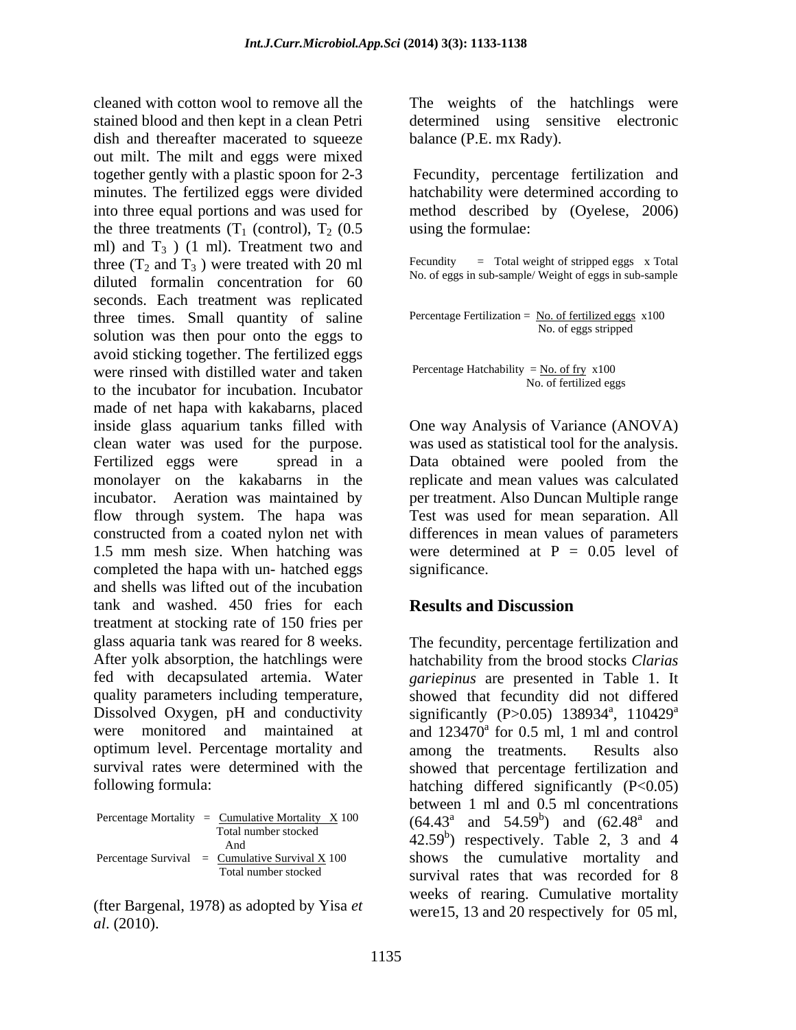cleaned with cotton wool to remove all the stained blood and then kept in a clean Petri dish and thereafter macerated to squeeze out milt. The milt and eggs were mixed together gently with a plastic spoon for 2-3 minutes. The fertilized eggs were divided into three equal portions and was used for the three treatments ($T_1$ (control), $T_2$ (0.5 ml) and $T_3$ ) (1 ml). Treatment two and three ($T_2$ and $T_3$ ) were treated with 20 ml diluted formalin concentration for 60 seconds. Each treatment was replicated three times. Small quantity of saline solution was then pour onto the eggs to avoid sticking together. The fertilized eggs were rinsed with distilled water and taken to the incubator for incubation. Incubator made of net hapa with kakabarns, placed inside glass aquarium tanks filled with clean water was used for the purpose. Fertilized eggs were spread in a monolayer on the kakabarns in the incubator. Aeration was maintained by flow through system. The hapa was constructed from a coated nylon net with 1.5 mm mesh size. When hatching was completed the hapa with un- hatched eggs and shells was lifted out of the incubation tank and washed. 450 fries for each treatment at stocking rate of 150 fries per glass aquaria tank was reared for 8 weeks. After yolk absorption, the hatchlings were fed with decapsulated artemia. Water quality parameters including temperature, Dissolved Oxygen, pH and conductivity were monitored and maintained at optimum level. Percentage mortality and survival rates were determined with the following formula:

$$\text{Percentage Mortality} = \frac{\text{Cumulative Mortality} \times 100}{\text{Total number stocked}}$$

And

$$\text{Percentage Survival} = \frac{\text{Cumulative Survival} \times 100}{\text{Total number stocked}}$$

(fter Bargenal, 1978) as adopted by Yisa *et al*. (2010).

The weights of the hatchlings were determined using sensitive electronic balance (P.E. mx Rady).

Fecundity, percentage fertilization and hatchability were determined according to method described by (Oyelese, 2006) using the formulae:

$$\text{Fecundity} = \text{Total weight of stripped eggs} \times \text{Total No. of eggs in sub-sample/ Weight of eggs in sub-sample}$$

$$\text{Percentage Fertilization} = \frac{\text{No. of fertilized eggs}}{\text{No. of eggs stripped}} \times 100$$

$$\text{Percentage Hatchability} = \frac{\text{No. of fry}}{\text{No. of fertilized eggs}} \times 100$$

One way Analysis of Variance (ANOVA) was used as statistical tool for the analysis. Data obtained were pooled from the replicate and mean values was calculated per treatment. Also Duncan Multiple range Test was used for mean separation. All differences in mean values of parameters were determined at P = 0.05 level of significance.

## Results and Discussion

The fecundity, percentage fertilization and hatchability from the brood stocks *Clarias gariepinus* are presented in Table 1. It showed that fecundity did not differed significantly ($P>0.05$) $138934^a$, $110429^a$ and $123470^a$ for 0.5 ml, 1 ml and control among the treatments. Results also showed that percentage fertilization and hatching differed significantly ($P<0.05$) between 1 ml and 0.5 ml concentrations ($64.43^a$ and $54.59^b$) and ($62.48^a$ and $42.59^b$) respectively. Table 2, 3 and 4 shows the cumulative mortality and survival rates that was recorded for 8 weeks of rearing. Cumulative mortality were15, 13 and 20 respectively for 05 ml,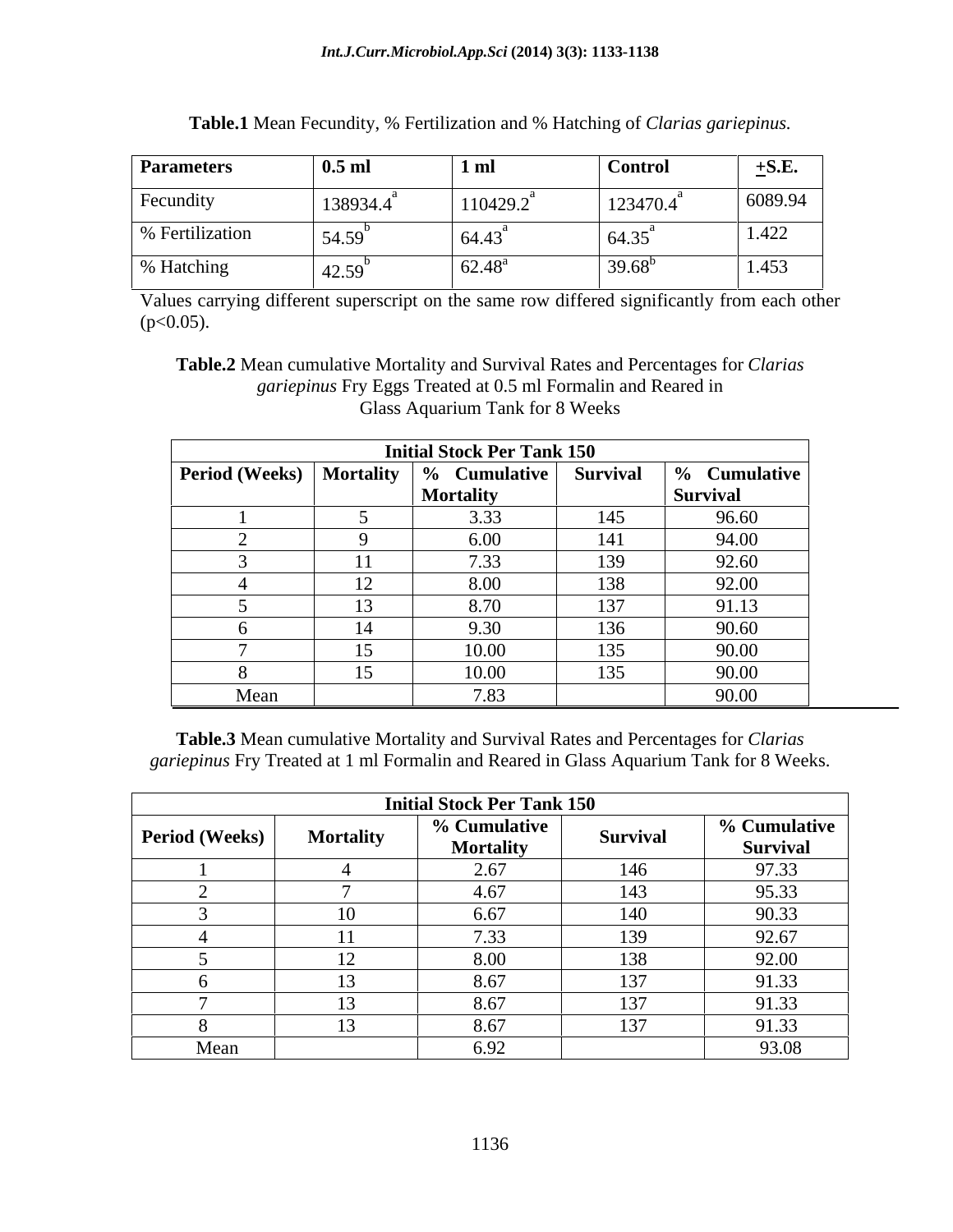**Table.1** Mean Fecundity, % Fertilization and % Hatching of *Clarias gariepinus.*

| Parameters | 0.5 ml | 1 ml | Control | ±S.E. |
|---|---|---|---|---|
| Fecundity | 138934.4[a] | 110429.2[a] | 123470.4[a] | 6089.94 |
| % Fertilization | 54.59[b] | 64.43[a] | 64.35[a] | 1.422 |
| % Hatching | 42.59[b] | 62.48[a] | 39.68[b] | 1.453 |

Values carrying different superscript on the same row differed significantly from each other ($p<0.05$).

**Table.2** Mean cumulative Mortality and Survival Rates and Percentages for *Clarias gariepinus* Fry Eggs Treated at 0.5 ml Formalin and Reared in Glass Aquarium Tank for 8 Weeks

| Initial Stock Per Tank 150 | | | | |
|---|---|---|---|---|
| Period (Weeks) | Mortality | % Cumulative Mortality | Survival | % Cumulative Survival |
| 1 | 5 | 3.33 | 145 | 96.60 |
| 2 | 9 | 6.00 | 141 | 94.00 |
| 3 | 11 | 7.33 | 139 | 92.60 |
| 4 | 12 | 8.00 | 138 | 92.00 |
| 5 | 13 | 8.70 | 137 | 91.13 |
| 6 | 14 | 9.30 | 136 | 90.60 |
| 7 | 15 | 10.00 | 135 | 90.00 |
| 8 | 15 | 10.00 | 135 | 90.00 |
| Mean | | 7.83 | | 90.00 |

**Table.3** Mean cumulative Mortality and Survival Rates and Percentages for *Clarias gariepinus* Fry Treated at 1 ml Formalin and Reared in Glass Aquarium Tank for 8 Weeks.

| Initial Stock Per Tank 150 | | | | |
|---|---|---|---|---|
| Period (Weeks) | Mortality | % Cumulative Mortality | Survival | % Cumulative Survival |
| 1 | 4 | 2.67 | 146 | 97.33 |
| 2 | 7 | 4.67 | 143 | 95.33 |
| 3 | 10 | 6.67 | 140 | 90.33 |
| 4 | 11 | 7.33 | 139 | 92.67 |
| 5 | 12 | 8.00 | 138 | 92.00 |
| 6 | 13 | 8.67 | 137 | 91.33 |
| 7 | 13 | 8.67 | 137 | 91.33 |
| 8 | 13 | 8.67 | 137 | 91.33 |
| Mean | | 6.92 | | 93.08 |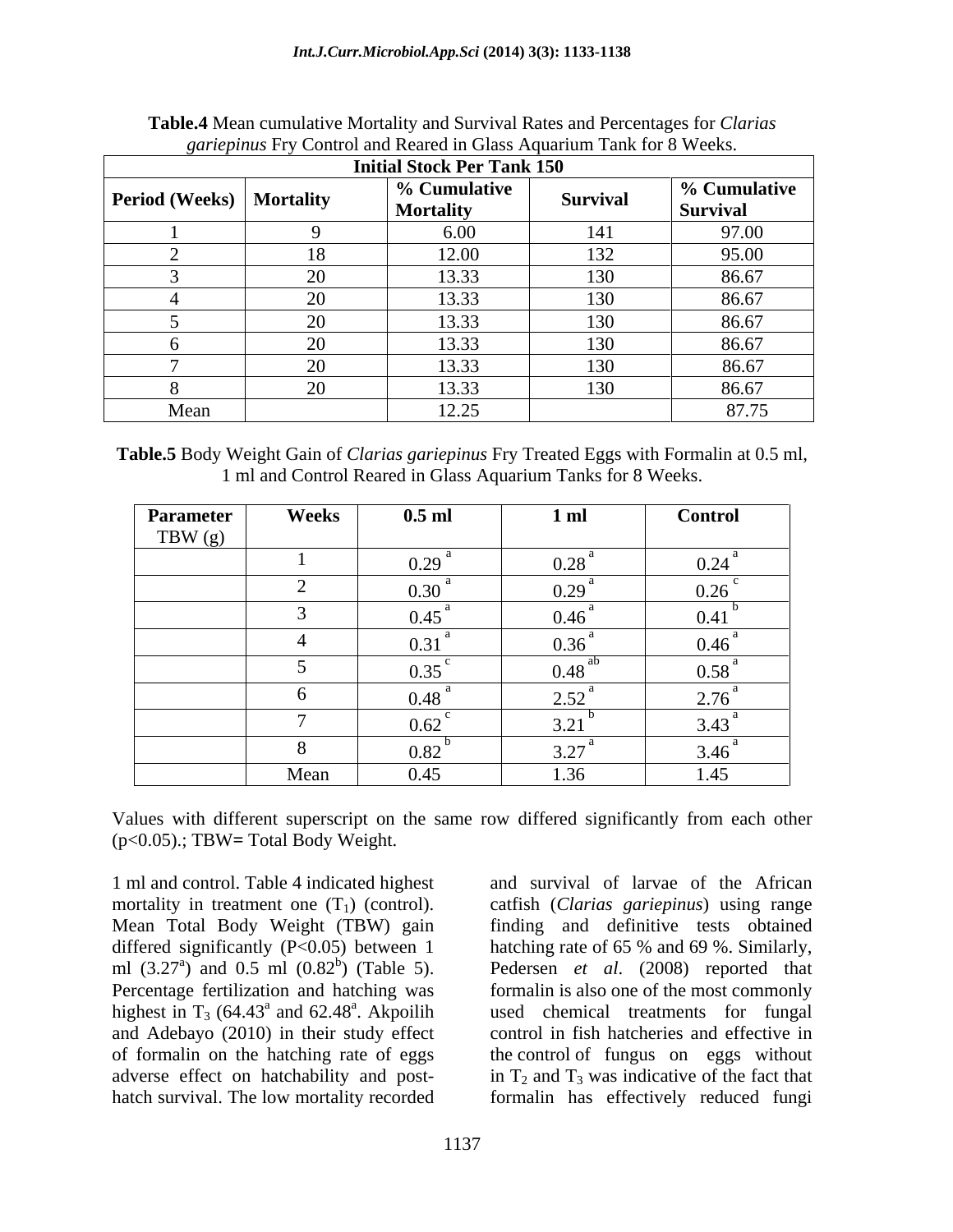**Table.4** Mean cumulative Mortality and Survival Rates and Percentages for *Clarias gariepinus* Fry Control and Reared in Glass Aquarium Tank for 8 Weeks.

| Initial Stock Per Tank 150 | | | | |
|---|---|---|---|---|
| Period (Weeks) | Mortality | % Cumulative Mortality | Survival | % Cumulative Survival |
| 1 | 9 | 6.00 | 141 | 97.00 |
| 2 | 18 | 12.00 | 132 | 95.00 |
| 3 | 20 | 13.33 | 130 | 86.67 |
| 4 | 20 | 13.33 | 130 | 86.67 |
| 5 | 20 | 13.33 | 130 | 86.67 |
| 6 | 20 | 13.33 | 130 | 86.67 |
| 7 | 20 | 13.33 | 130 | 86.67 |
| 8 | 20 | 13.33 | 130 | 86.67 |
| Mean | | 12.25 | | 87.75 |

**Table.5** Body Weight Gain of *Clarias gariepinus* Fry Treated Eggs with Formalin at 0.5 ml, 1 ml and Control Reared in Glass Aquarium Tanks for 8 Weeks.

| Parameter TBW (g) | Weeks | 0.5 ml | 1 ml | Control |
|---|---|---|---|---|
| | 1 | $0.29^{a}$ | $0.28^{a}$ | $0.24^{a}$ |
| | 2 | $0.30^{a}$ | $0.29^{a}$ | $0.26^{c}$ |
| | 3 | $0.45^{a}$ | $0.46^{a}$ | $0.41^{b}$ |
| | 4 | $0.31^{a}$ | $0.36^{a}$ | $0.46^{a}$ |
| | 5 | $0.35^{c}$ | $0.48^{ab}$ | $0.58^{a}$ |
| | 6 | $0.48^{a}$ | $2.52^{a}$ | $2.76^{a}$ |
| | 7 | $0.62^{c}$ | $3.21^{b}$ | $3.43^{a}$ |
| | 8 | $0.82^{b}$ | $3.27^{a}$ | $3.46^{a}$ |
| | Mean | 0.45 | 1.36 | 1.45 |

Values with different superscript on the same row differed significantly from each other ($p<0.05$).; TBW= Total Body Weight.

1 ml and control. Table 4 indicated highest mortality in treatment one ($T_1$) (control). Mean Total Body Weight (TBW) gain differed significantly ($P<0.05$) between 1 ml ($3.27^{a}$) and 0.5 ml ($0.82^{b}$) (Table 5). Percentage fertilization and hatching was highest in $T_3$ ($64.43^{a}$ and $62.48^{a}$. Akpoilih and Adebayo (2010) in their study effect of formalin on the hatching rate of eggs and survival of larvae of the African catfish (*Clarias gariepinus*) using range finding and definitive tests obtained hatching rate of 65 % and 69 %. Similarly, Pedersen *et al*. (2008) reported that formalin is also one of the most commonly used chemical treatments for fungal control in fish hatcheries and effective in the control of fungus on eggs without adverse effect on hatchability and post-hatch survival. The low mortality recorded in $T_2$ and $T_3$ was indicative of the fact that formalin has effectively reduced fungi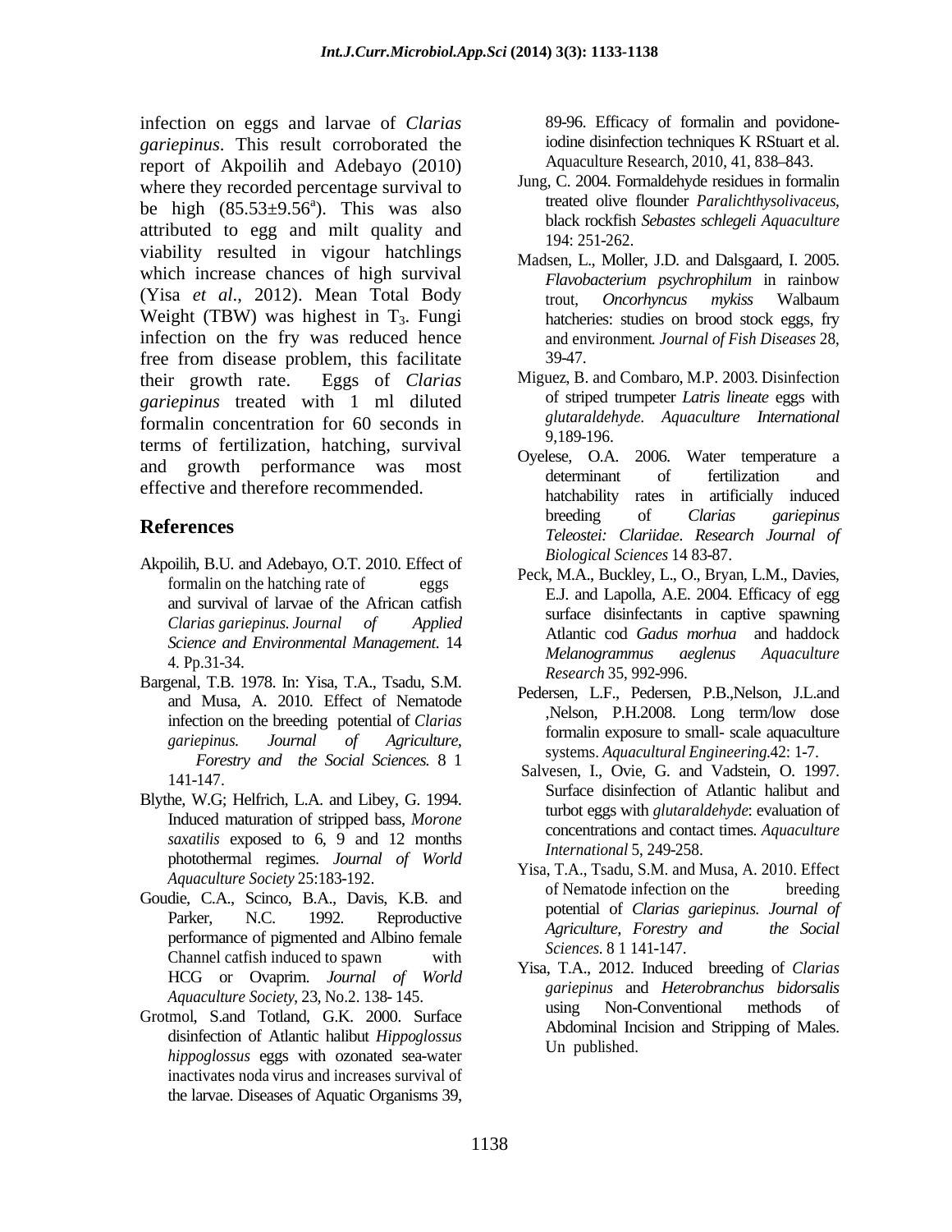infection on eggs and larvae of *Clarias gariepinus*. This result corroborated the report of Akpoilih and Adebayo (2010) where they recorded percentage survival to be high (85.53±9.56[a]). This was also attributed to egg and milt quality and viability resulted in vigour hatchlings which increase chances of high survival (Yisa *et al*., 2012). Mean Total Body Weight (TBW) was highest in $T_3$. Fungi infection on the fry was reduced hence free from disease problem, this facilitate their growth rate. Eggs of *Clarias gariepinus* treated with 1 ml diluted formalin concentration for 60 seconds in terms of fertilization, hatching, survival and growth performance was most effective and therefore recommended.

## References

Akpoilih, B.U. and Adebayo, O.T. 2010. Effect of formalin on the hatching rate of eggs and survival of larvae of the African catfish *Clarias gariepinus*. *Journal of Applied Science and Environmental Management*. 14 4. Pp.31-34.

Bargenal, T.B. 1978. In: Yisa, T.A., Tsadu, S.M. and Musa, A. 2010. Effect of Nematode infection on the breeding potential of *Clarias gariepinus*. *Journal of Agriculture, Forestry and the Social Sciences*. 8 1 141-147.

Blythe, W.G; Helfrich, L.A. and Libey, G. 1994. Induced maturation of stripped bass, *Morone saxatilis* exposed to 6, 9 and 12 months photothermal regimes. *Journal of World Aquaculture Society* 25:183-192.

Goudie, C.A., Scinco, B.A., Davis, K.B. and Parker, N.C. 1992. Reproductive performance of pigmented and Albino female Channel catfish induced to spawn with HCG or Ovaprim. *Journal of World Aquaculture Society*, 23, No.2. 138- 145.

Grotmol, S.and Totland, G.K. 2000. Surface disinfection of Atlantic halibut *Hippoglossus hippoglossus* eggs with ozonated sea-water inactivates noda virus and increases survival of the larvae. Diseases of Aquatic Organisms 39, 89-96. Efficacy of formalin and povidone-iodine disinfection techniques K RStuart et al. Aquaculture Research, 2010, 41, 838–843.

Jung, C. 2004. Formaldehyde residues in formalin treated olive flounder *Paralichthysolivaceus*, black rockfish *Sebastes schlegeli Aquaculture* 194: 251-262.

Madsen, L., Moller, J.D. and Dalsgaard, I. 2005. *Flavobacterium psychrophilum* in rainbow trout, *Oncorhyncus mykiss* Walbaum hatcheries: studies on brood stock eggs, fry and environment. *Journal of Fish Diseases* 28, 39-47.

Miguez, B. and Combaro, M.P. 2003. Disinfection of striped trumpeter *Latris lineate* eggs with *glutaraldehyde*. *Aquaculture International* 9,189-196.

Oyelese, O.A. 2006. Water temperature a determinant of fertilization and hatchability rates in artificially induced breeding of *Clarias gariepinus Teleostei: Clariidae*. *Research Journal of Biological Sciences* 14 83-87.

Peck, M.A., Buckley, L., O., Bryan, L.M., Davies, E.J. and Lapolla, A.E. 2004. Efficacy of egg surface disinfectants in captive spawning Atlantic cod *Gadus morhua* and haddock *Melanogrammus aeglenus Aquaculture Research* 35, 992-996.

Pedersen, L.F., Pedersen, P.B.,Nelson, J.L.and ,Nelson, P.H.2008. Long term/low dose formalin exposure to small- scale aquaculture systems. *Aquacultural Engineering*.42: 1-7.

Salvesen, I., Ovie, G. and Vadstein, O. 1997. Surface disinfection of Atlantic halibut and turbot eggs with *glutaraldehyde*: evaluation of concentrations and contact times. *Aquaculture International* 5, 249-258.

Yisa, T.A., Tsadu, S.M. and Musa, A. 2010. Effect of Nematode infection on the breeding potential of *Clarias gariepinus*. *Journal of Agriculture, Forestry and the Social Sciences*. 8 1 141-147.

Yisa, T.A., 2012. Induced breeding of *Clarias gariepinus* and *Heterobranchus bidorsalis* using Non-Conventional methods of Abdominal Incision and Stripping of Males. Un published.